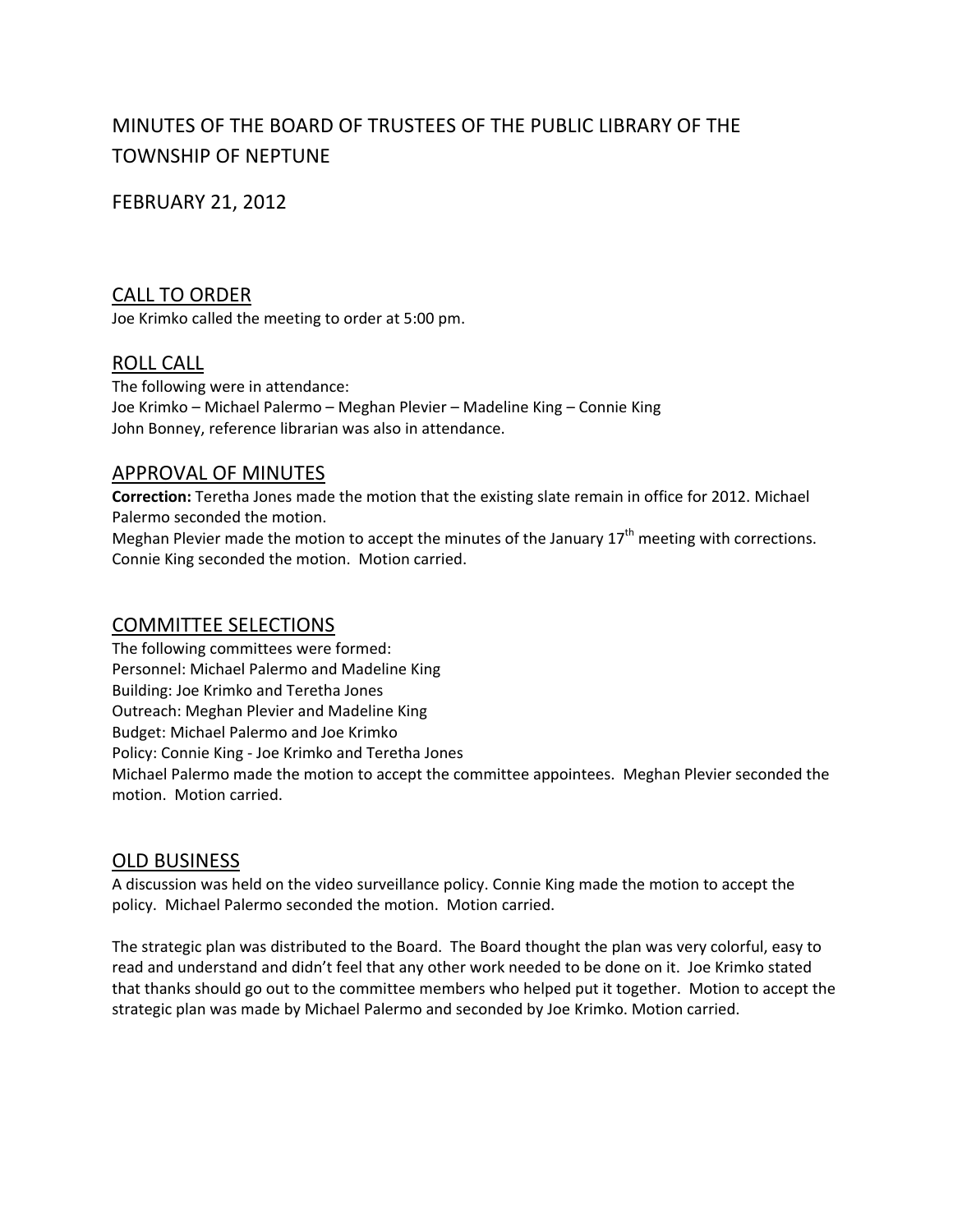# MINUTES OF THE BOARD OF TRUSTEES OF THE PUBLIC LIBRARY OF THE TOWNSHIP OF NEPTUNE

FEBRUARY 21, 2012

## CALL TO ORDER

Joe Krimko called the meeting to order at 5:00 pm.

## ROLL CALL

The following were in attendance:
Joe Krimko – Michael Palermo – Meghan Plevier – Madeline King – Connie King
John Bonney, reference librarian was also in attendance.

## APPROVAL OF MINUTES

**Correction:** Teretha Jones made the motion that the existing slate remain in office for 2012. Michael Palermo seconded the motion.
Meghan Plevier made the motion to accept the minutes of the January 17th meeting with corrections. Connie King seconded the motion. Motion carried.

## COMMITTEE SELECTIONS

The following committees were formed:
Personnel: Michael Palermo and Madeline King
Building: Joe Krimko and Teretha Jones
Outreach: Meghan Plevier and Madeline King
Budget: Michael Palermo and Joe Krimko
Policy: Connie King - Joe Krimko and Teretha Jones
Michael Palermo made the motion to accept the committee appointees. Meghan Plevier seconded the motion. Motion carried.

## OLD BUSINESS

A discussion was held on the video surveillance policy. Connie King made the motion to accept the policy. Michael Palermo seconded the motion. Motion carried.

The strategic plan was distributed to the Board. The Board thought the plan was very colorful, easy to read and understand and didn't feel that any other work needed to be done on it. Joe Krimko stated that thanks should go out to the committee members who helped put it together. Motion to accept the strategic plan was made by Michael Palermo and seconded by Joe Krimko. Motion carried.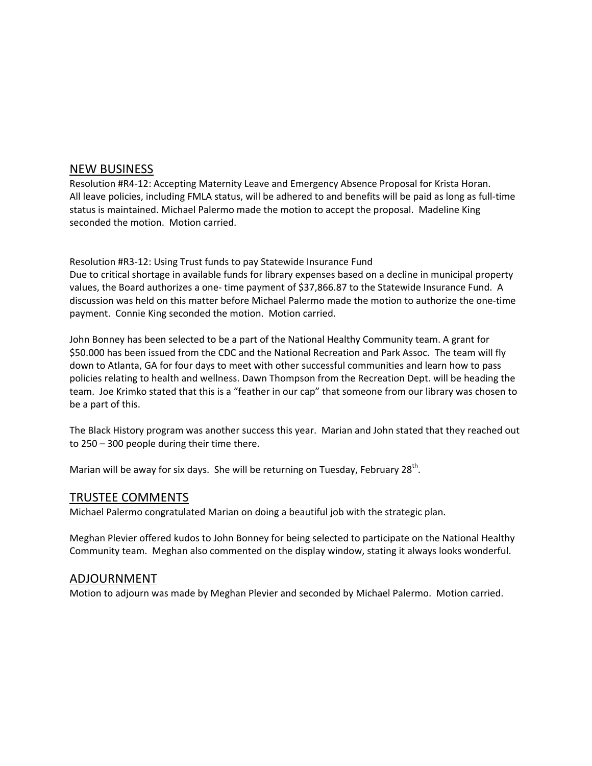## NEW BUSINESS

Resolution #R4-12: Accepting Maternity Leave and Emergency Absence Proposal for Krista Horan.
All leave policies, including FMLA status, will be adhered to and benefits will be paid as long as full-time status is maintained. Michael Palermo made the motion to accept the proposal. Madeline King seconded the motion. Motion carried.

Resolution #R3-12: Using Trust funds to pay Statewide Insurance Fund
Due to critical shortage in available funds for library expenses based on a decline in municipal property values, the Board authorizes a one- time payment of $37,866.87 to the Statewide Insurance Fund. A discussion was held on this matter before Michael Palermo made the motion to authorize the one-time payment. Connie King seconded the motion. Motion carried.

John Bonney has been selected to be a part of the National Healthy Community team. A grant for $50.000 has been issued from the CDC and the National Recreation and Park Assoc. The team will fly down to Atlanta, GA for four days to meet with other successful communities and learn how to pass policies relating to health and wellness. Dawn Thompson from the Recreation Dept. will be heading the team. Joe Krimko stated that this is a "feather in our cap" that someone from our library was chosen to be a part of this.

The Black History program was another success this year. Marian and John stated that they reached out to 250 – 300 people during their time there.

Marian will be away for six days. She will be returning on Tuesday, February 28th.

## TRUSTEE COMMENTS

Michael Palermo congratulated Marian on doing a beautiful job with the strategic plan.

Meghan Plevier offered kudos to John Bonney for being selected to participate on the National Healthy Community team. Meghan also commented on the display window, stating it always looks wonderful.

## ADJOURNMENT

Motion to adjourn was made by Meghan Plevier and seconded by Michael Palermo. Motion carried.